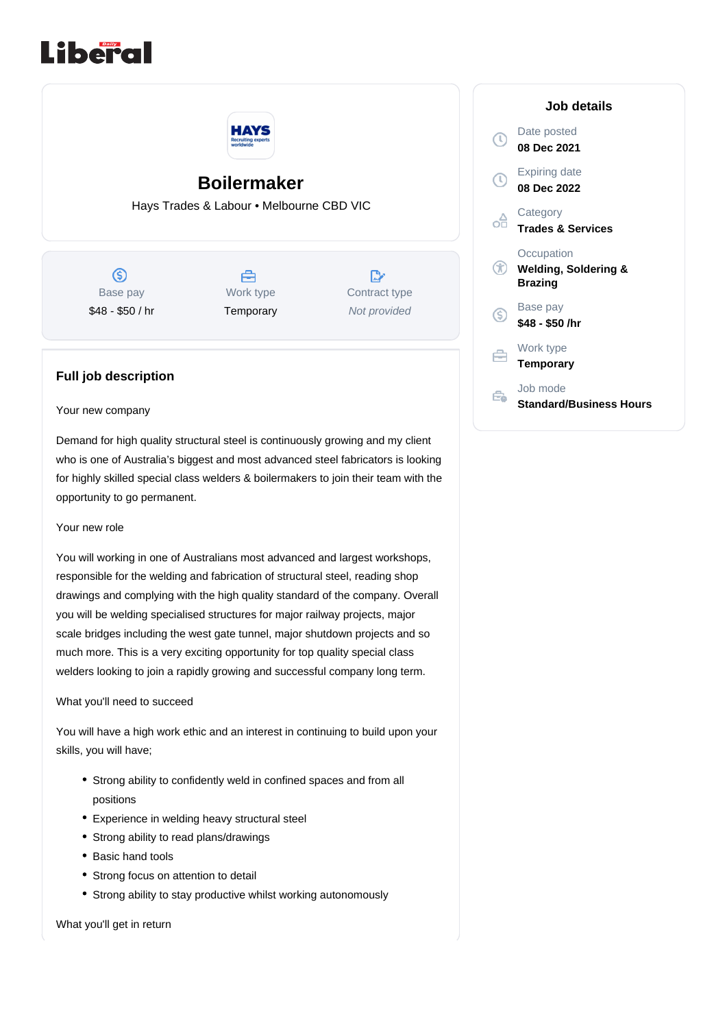# Boilermaker

Hays Trades & Labour • Melbourne CBD VIC

| Base pay | Work type | Contract type |
| --- | --- | --- |
| $48 - $50 / hr | Temporary | *Not provided* |

## Full job description

Your new company

Demand for high quality structural steel is continuously growing and my client who is one of Australia's biggest and most advanced steel fabricators is looking for highly skilled special class welders & boilermakers to join their team with the opportunity to go permanent.

Your new role

You will working in one of Australians most advanced and largest workshops, responsible for the welding and fabrication of structural steel, reading shop drawings and complying with the high quality standard of the company. Overall you will be welding specialised structures for major railway projects, major scale bridges including the west gate tunnel, major shutdown projects and so much more. This is a very exciting opportunity for top quality special class welders looking to join a rapidly growing and successful company long term.

What you'll need to succeed

You will have a high work ethic and an interest in continuing to build upon your skills, you will have;

- Strong ability to confidently weld in confined spaces and from all positions
- Experience in welding heavy structural steel
- Strong ability to read plans/drawings
- Basic hand tools
- Strong focus on attention to detail
- Strong ability to stay productive whilst working autonomously

What you'll get in return

## Job details

**Date posted**
08 Dec 2021

**Expiring date**
08 Dec 2022

**Category**
Trades & Services

**Occupation**
Welding, Soldering & Brazing

**Base pay**
$48 - $50 /hr

**Work type**
Temporary

**Job mode**
Standard/Business Hours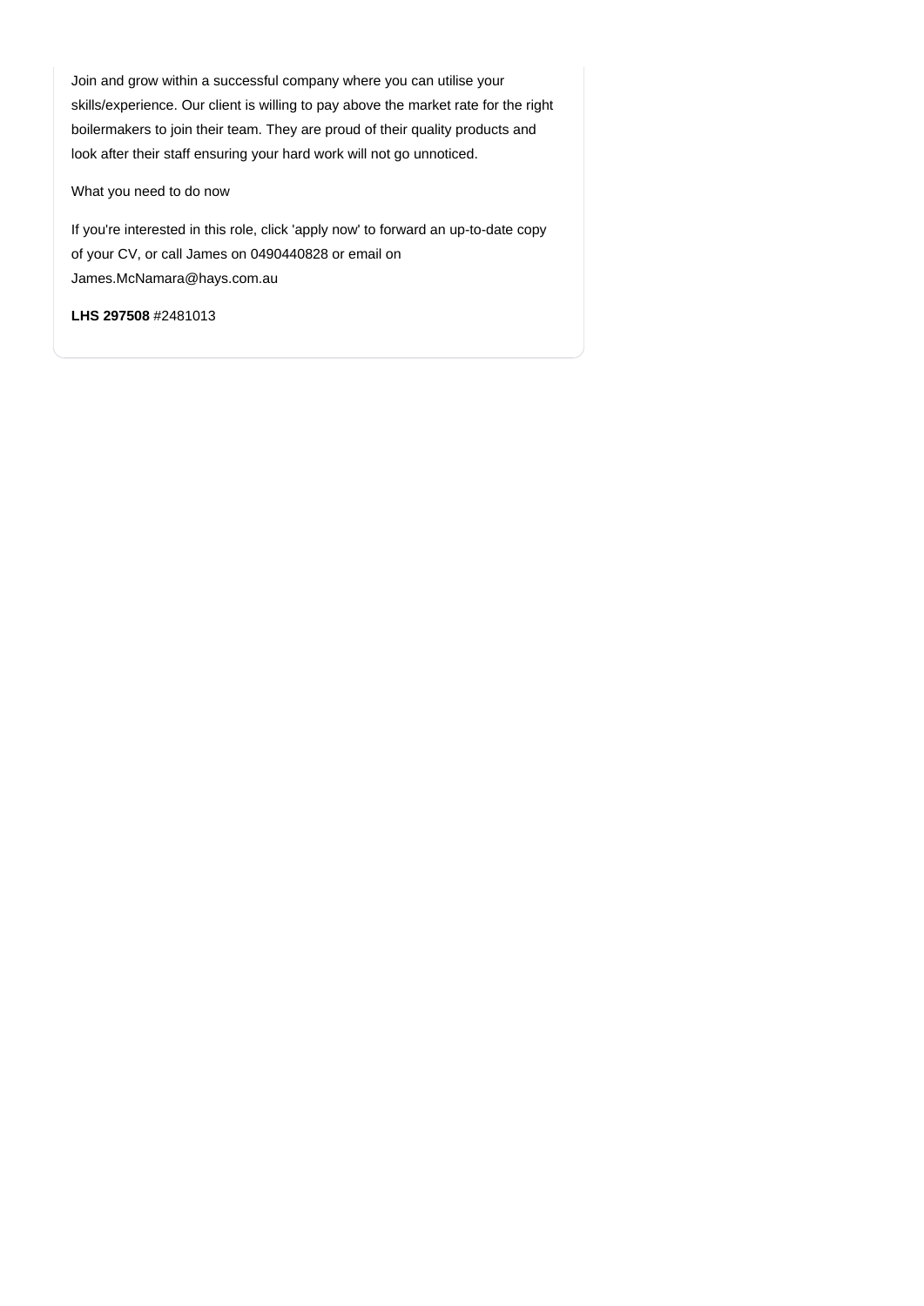Join and grow within a successful company where you can utilise your skills/experience. Our client is willing to pay above the market rate for the right boilermakers to join their team. They are proud of their quality products and look after their staff ensuring your hard work will not go unnoticed.

What you need to do now

If you're interested in this role, click 'apply now' to forward an up-to-date copy of your CV, or call James on 0490440828 or email on James.McNamara@hays.com.au

**LHS 297508** #2481013